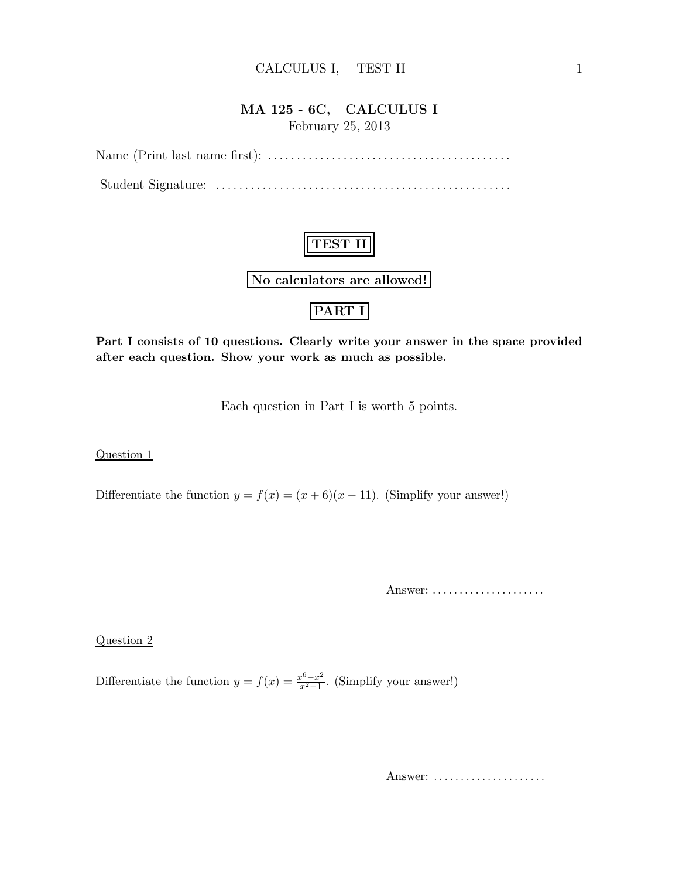## MA 125 - 6C, CALCULUS I

February 25, 2013

Name (Print last name first): . . . . . . . . . . . . . . . . . . . . . . . . . . . . . . . . . . . . . . . . .

Student Signature: . . . . . . . . . . . . . . . . . . . . . . . . . . . . . . . . . . . . . . . . . . . . . . . . .

# TEST II

**No calculators are allowed!**

## PART I

**Part I consists of 10 questions. Clearly write your answer in the space provided after each question. Show your work as much as possible.**

Each question in Part I is worth 5 points.

Question 1

Differentiate the function $y = f(x) = (x + 6)(x - 11)$. (Simplify your answer!)

Answer: . . . . . . . . . . . . . . . . . . . . .

Question 2

Differentiate the function $y = f(x) = \frac{x^6 - x^2}{x^2 - 1}$. (Simplify your answer!)

Answer: . . . . . . . . . . . . . . . . . . . . .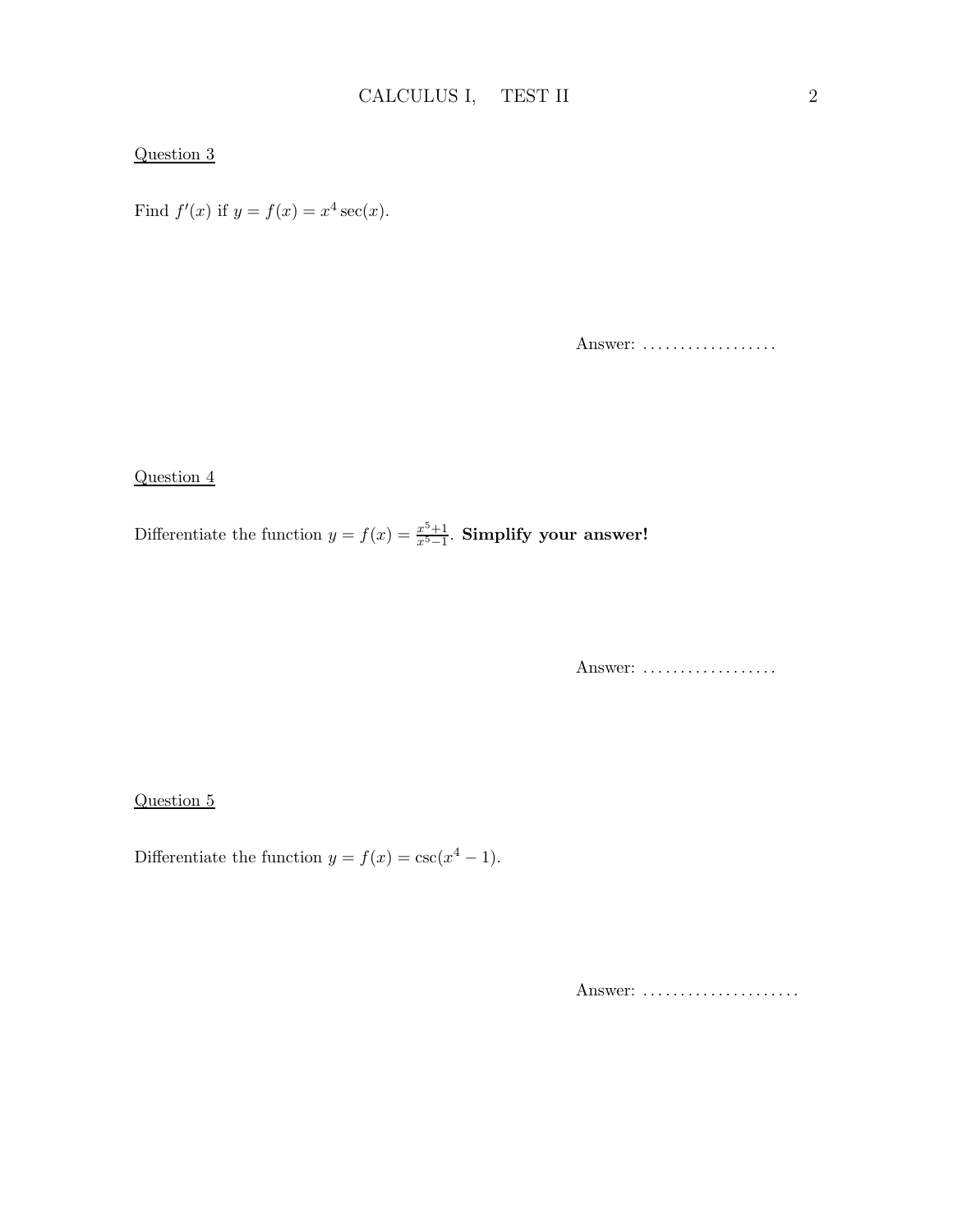Question 3

Find $f'(x)$ if $y = f(x) = x^4 \sec(x)$.

Answer: ..................

Question 4

Differentiate the function $y = f(x) = \frac{x^5+1}{x^5-1}$. **Simplify your answer!**

Answer: ..................

Question 5

Differentiate the function $y = f(x) = \csc(x^4 - 1)$.

Answer: .....................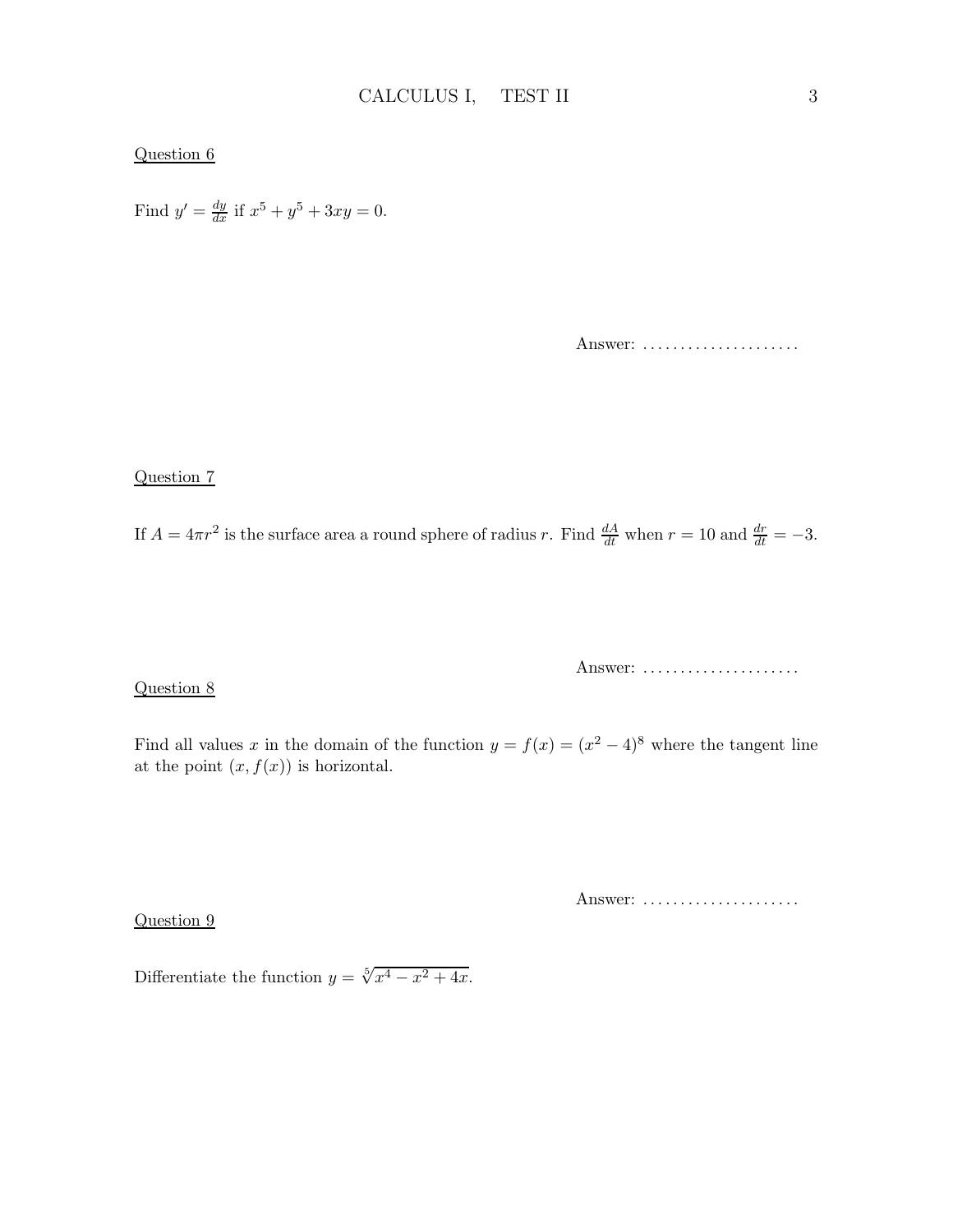Question 6

Find $y' = \frac{dy}{dx}$ if $x^5 + y^5 + 3xy = 0$.

Answer: .....................

Question 7

If $A = 4\pi r^2$ is the surface area a round sphere of radius $r$. Find $\frac{dA}{dt}$ when $r = 10$ and $\frac{dr}{dt} = -3$.

Answer: .....................

Question 8

Find all values $x$ in the domain of the function $y = f(x) = (x^2 - 4)^8$ where the tangent line at the point $(x, f(x))$ is horizontal.

Answer: .....................

Question 9

Differentiate the function $y = \sqrt[5]{x^4 - x^2 + 4x}$.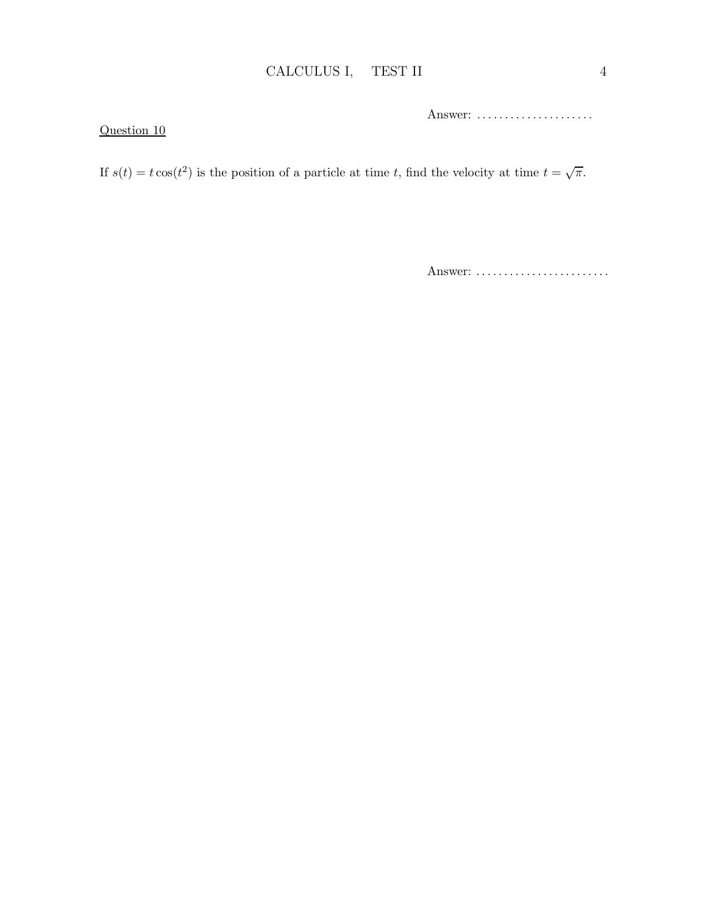Answer: .....................

Question 10

If $s(t) = t\cos(t^2)$ is the position of a particle at time $t$, find the velocity at time $t = \sqrt{\pi}$.

Answer: ........................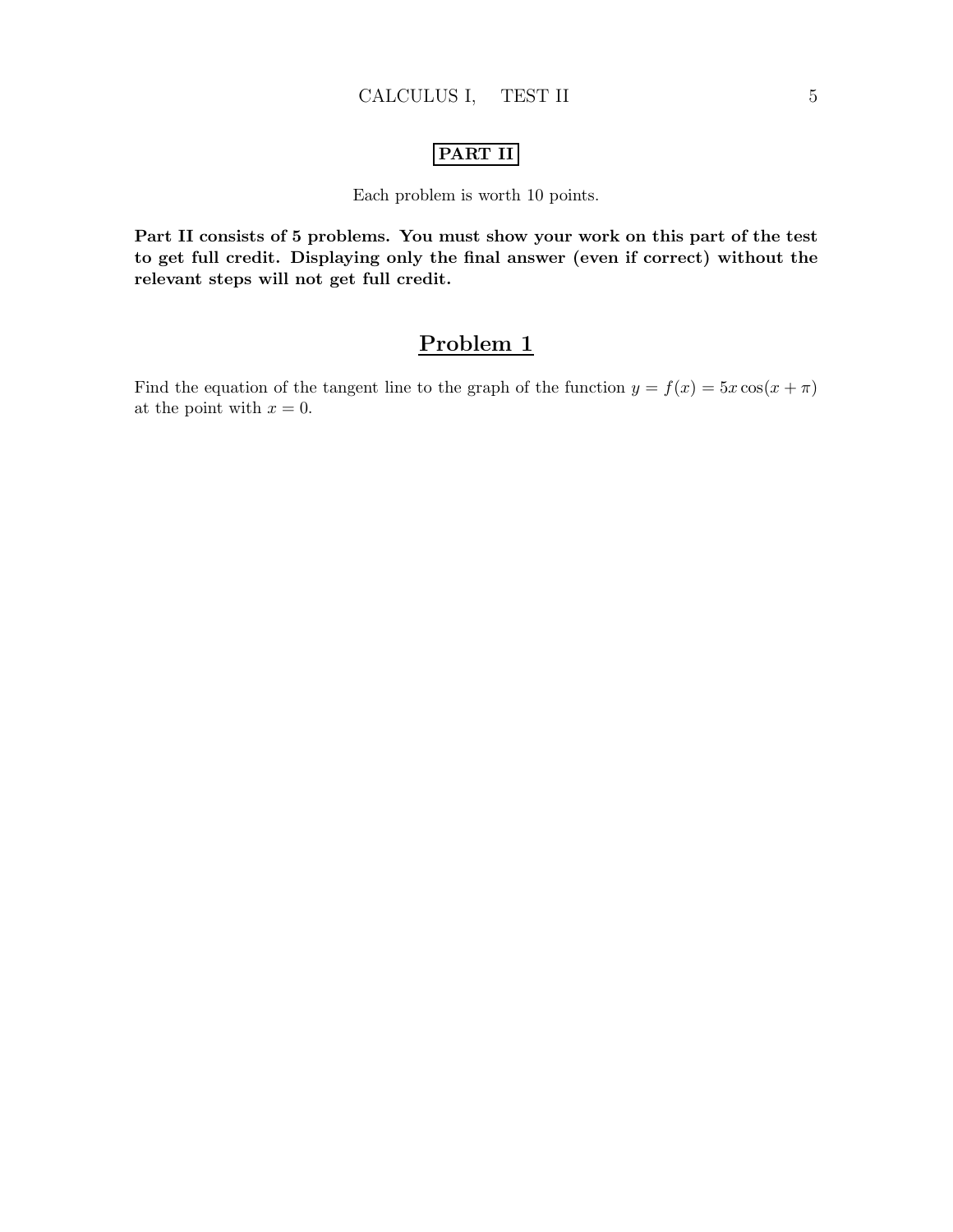## PART II

Each problem is worth 10 points.

**Part II consists of 5 problems. You must show your work on this part of the test to get full credit. Displaying only the final answer (even if correct) without the relevant steps will not get full credit.**

## Problem 1

Find the equation of the tangent line to the graph of the function $y = f(x) = 5x\cos(x + \pi)$ at the point with $x = 0$.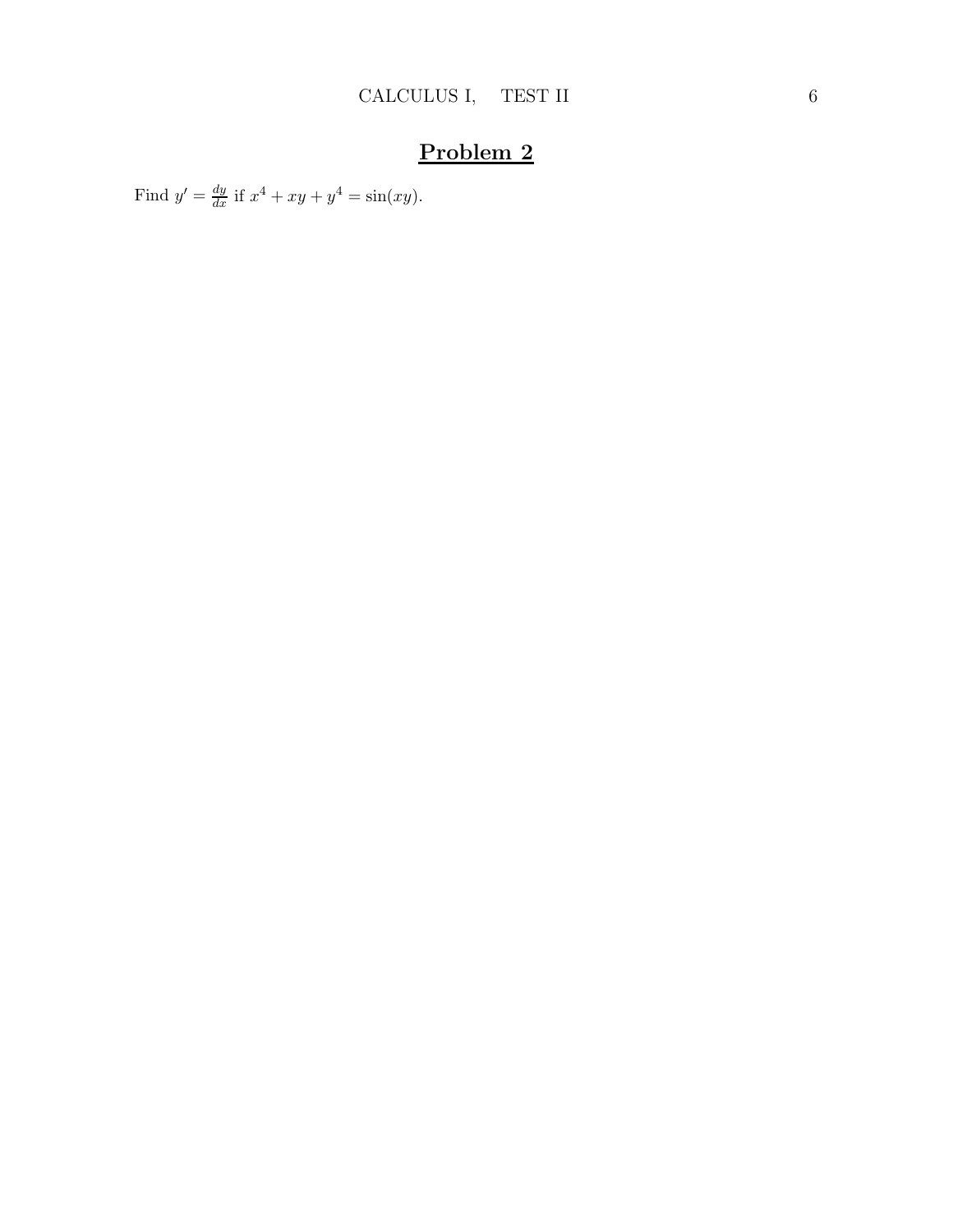# Problem 2

Find $y' = \frac{dy}{dx}$ if $x^4 + xy + y^4 = \sin(xy)$.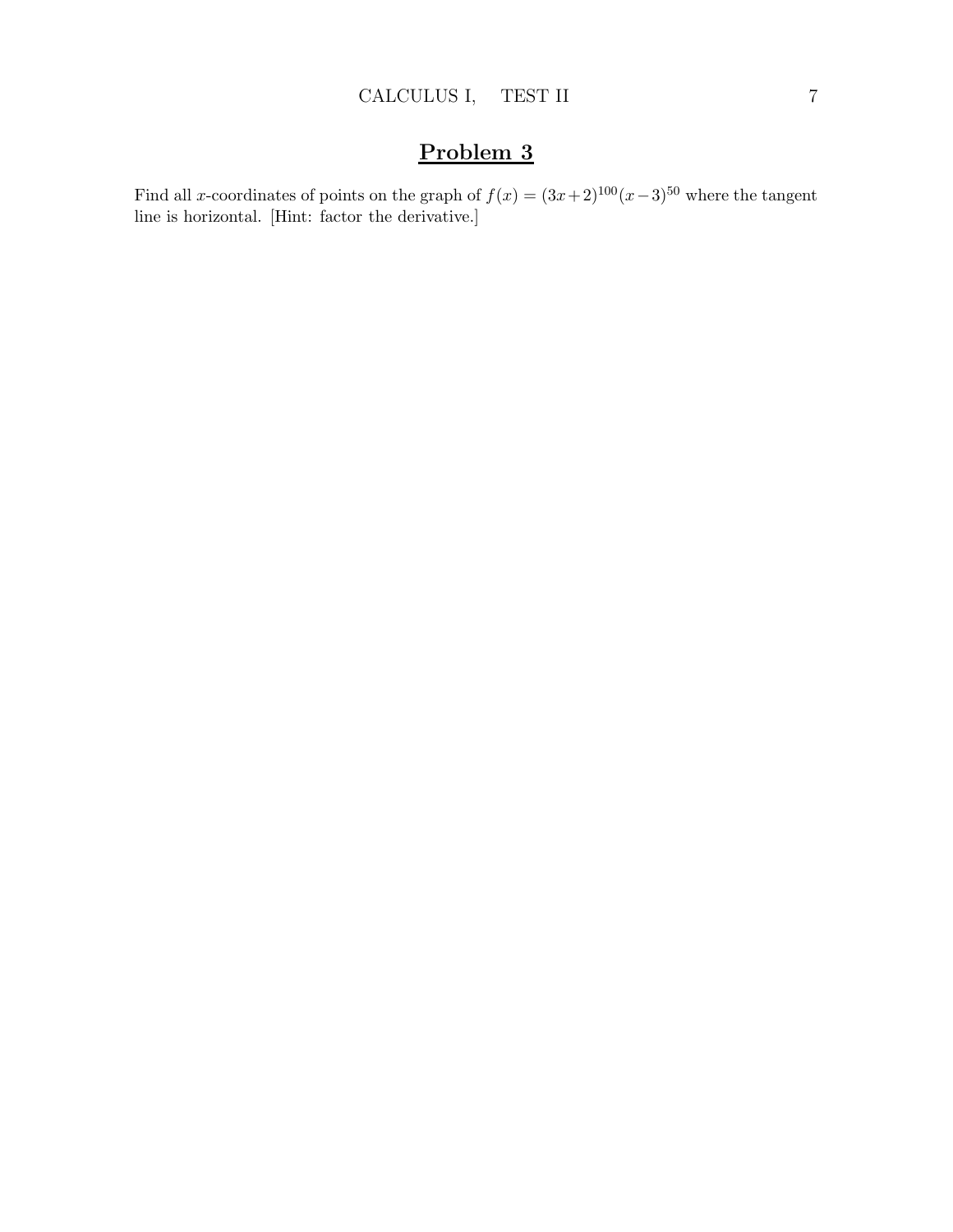# Problem 3

Find all $x$-coordinates of points on the graph of $f(x) = (3x+2)^{100}(x-3)^{50}$ where the tangent line is horizontal. [Hint: factor the derivative.]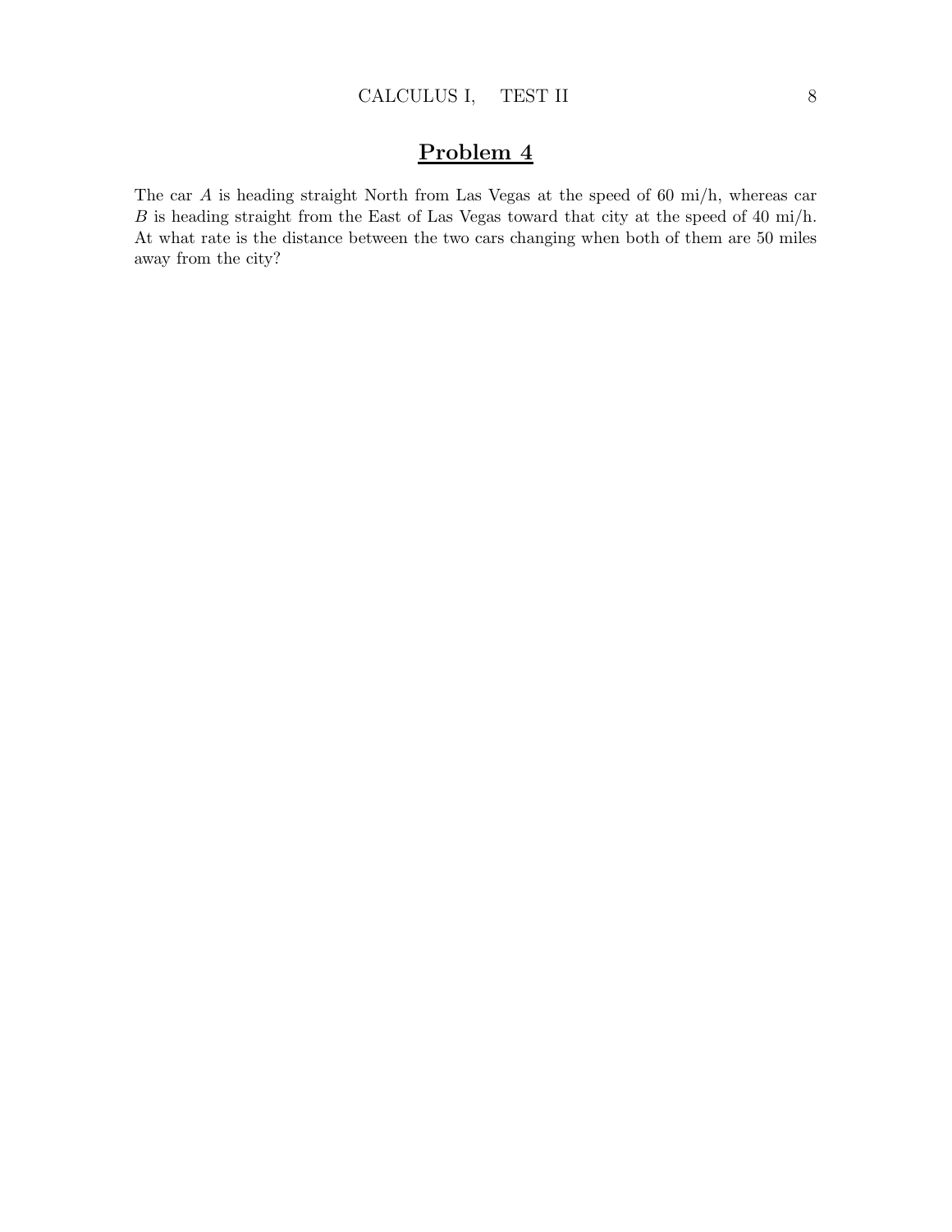# Problem 4

The car $A$ is heading straight North from Las Vegas at the speed of 60 mi/h, whereas car $B$ is heading straight from the East of Las Vegas toward that city at the speed of 40 mi/h. At what rate is the distance between the two cars changing when both of them are 50 miles away from the city?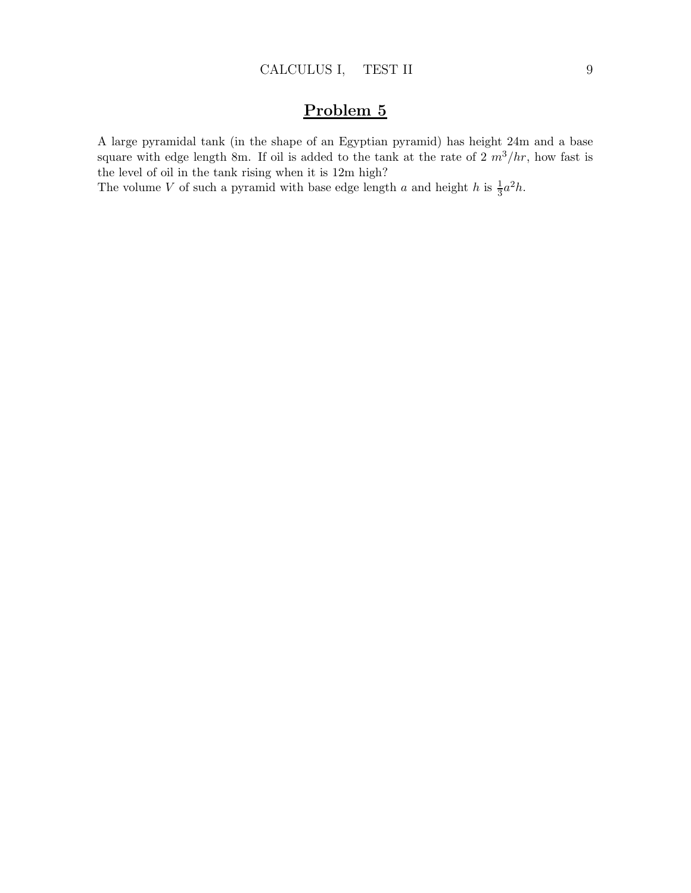## Problem 5

A large pyramidal tank (in the shape of an Egyptian pyramid) has height 24m and a base square with edge length 8m. If oil is added to the tank at the rate of 2 $m^3/hr$, how fast is the level of oil in the tank rising when it is 12m high?
The volume $V$ of such a pyramid with base edge length $a$ and height $h$ is $\frac{1}{3}a^2h$.